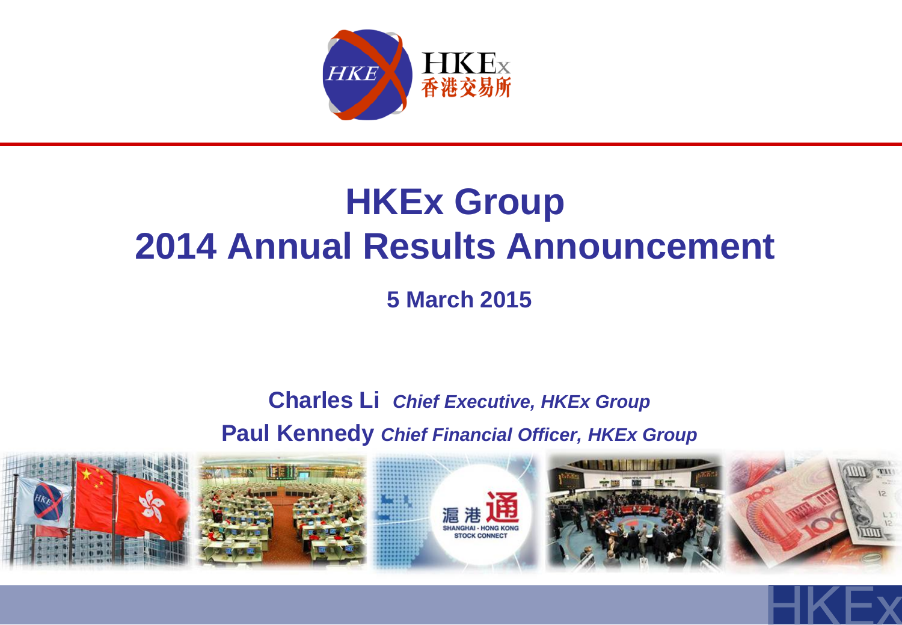# HKEx Group
# 2014 Annual Results Announcement

**5 March 2015**

**Charles Li** ***Chief Executive, HKEx Group***

**Paul Kennedy** ***Chief Financial Officer, HKEx Group***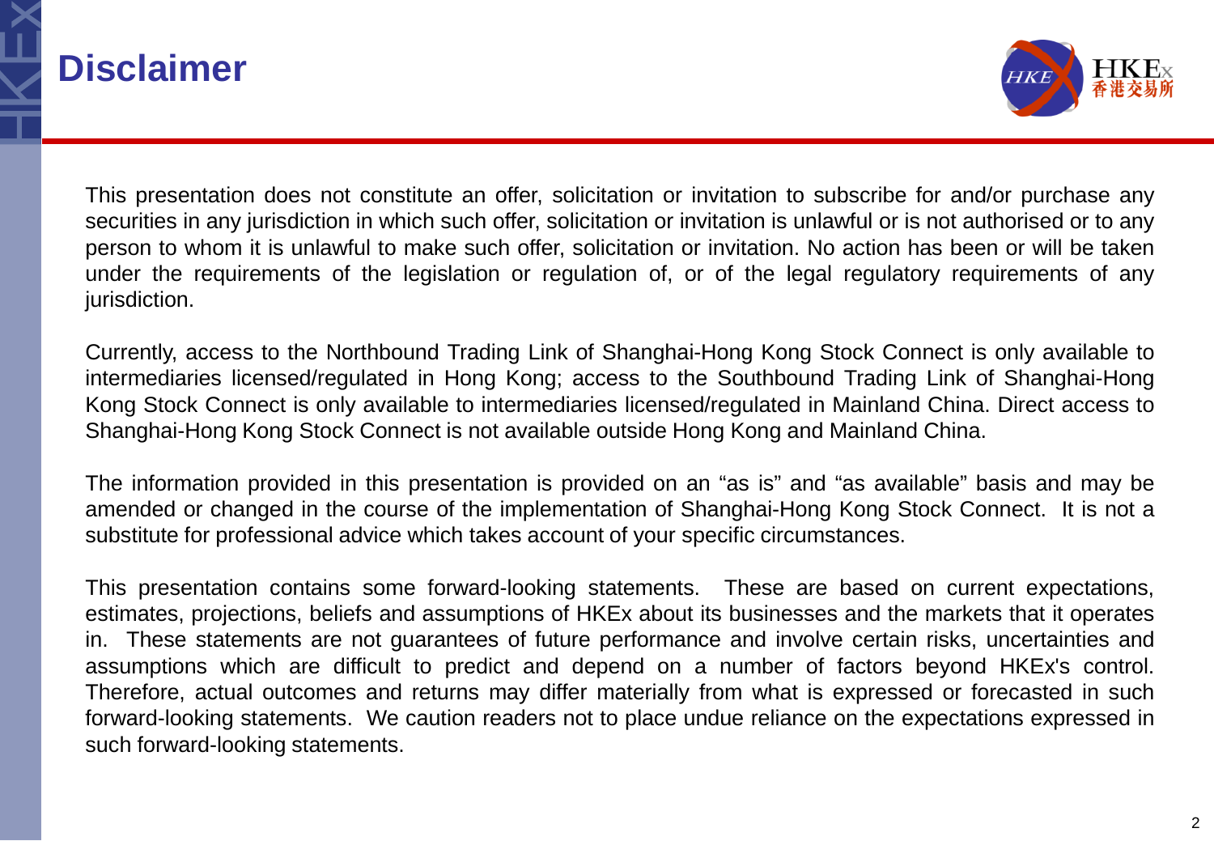# Disclaimer

This presentation does not constitute an offer, solicitation or invitation to subscribe for and/or purchase any securities in any jurisdiction in which such offer, solicitation or invitation is unlawful or is not authorised or to any person to whom it is unlawful to make such offer, solicitation or invitation. No action has been or will be taken under the requirements of the legislation or regulation of, or of the legal regulatory requirements of any jurisdiction.

Currently, access to the Northbound Trading Link of Shanghai-Hong Kong Stock Connect is only available to intermediaries licensed/regulated in Hong Kong; access to the Southbound Trading Link of Shanghai-Hong Kong Stock Connect is only available to intermediaries licensed/regulated in Mainland China. Direct access to Shanghai-Hong Kong Stock Connect is not available outside Hong Kong and Mainland China.

The information provided in this presentation is provided on an "as is" and "as available" basis and may be amended or changed in the course of the implementation of Shanghai-Hong Kong Stock Connect. It is not a substitute for professional advice which takes account of your specific circumstances.

This presentation contains some forward-looking statements. These are based on current expectations, estimates, projections, beliefs and assumptions of HKEx about its businesses and the markets that it operates in. These statements are not guarantees of future performance and involve certain risks, uncertainties and assumptions which are difficult to predict and depend on a number of factors beyond HKEx's control. Therefore, actual outcomes and returns may differ materially from what is expressed or forecasted in such forward-looking statements. We caution readers not to place undue reliance on the expectations expressed in such forward-looking statements.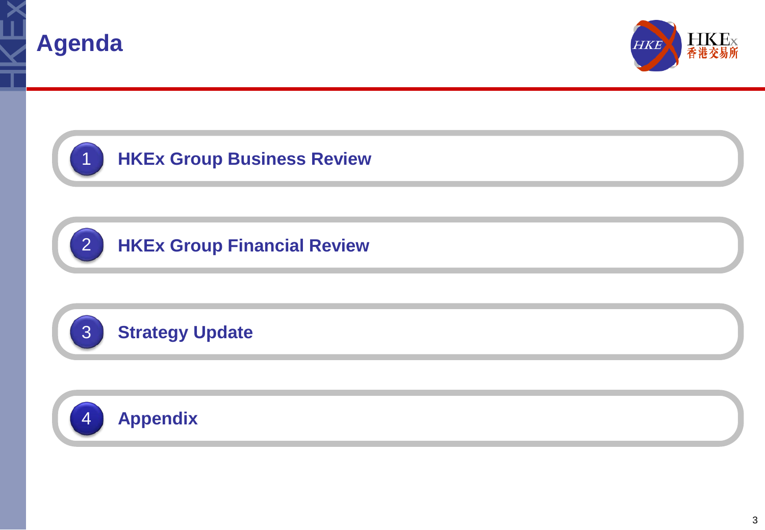# Agenda

1. HKEx Group Business Review
2. HKEx Group Financial Review
3. Strategy Update
4. Appendix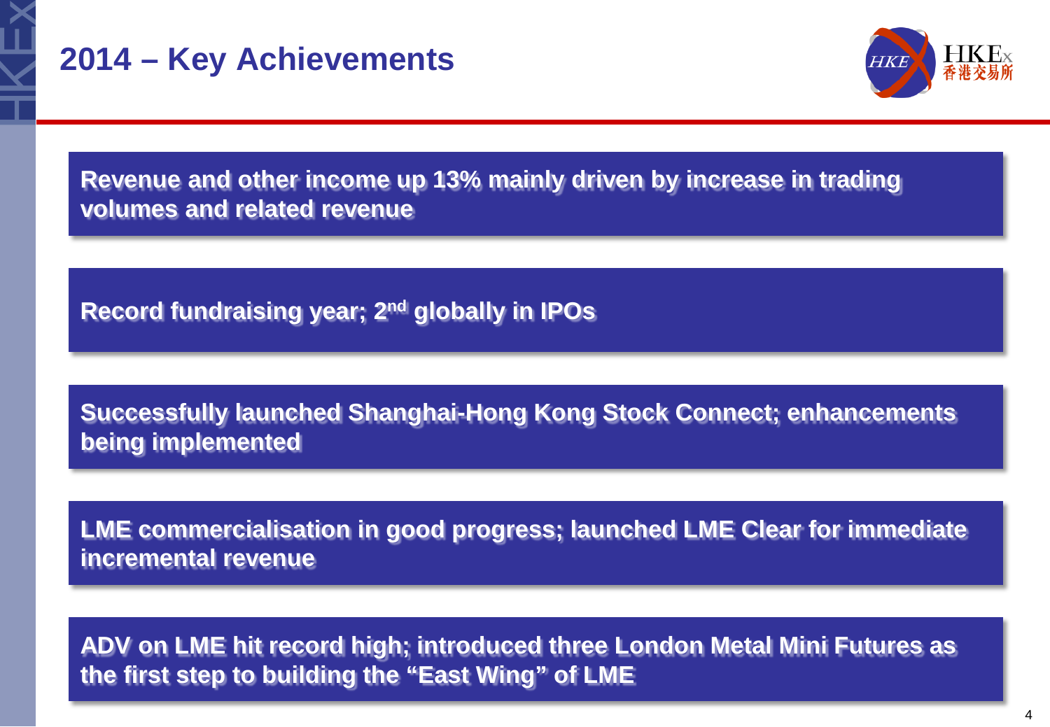# 2014 – Key Achievements

- Revenue and other income up 13% mainly driven by increase in trading volumes and related revenue

- Record fundraising year; 2nd globally in IPOs

- Successfully launched Shanghai-Hong Kong Stock Connect; enhancements being implemented

- LME commercialisation in good progress; launched LME Clear for immediate incremental revenue

- ADV on LME hit record high; introduced three London Metal Mini Futures as the first step to building the "East Wing" of LME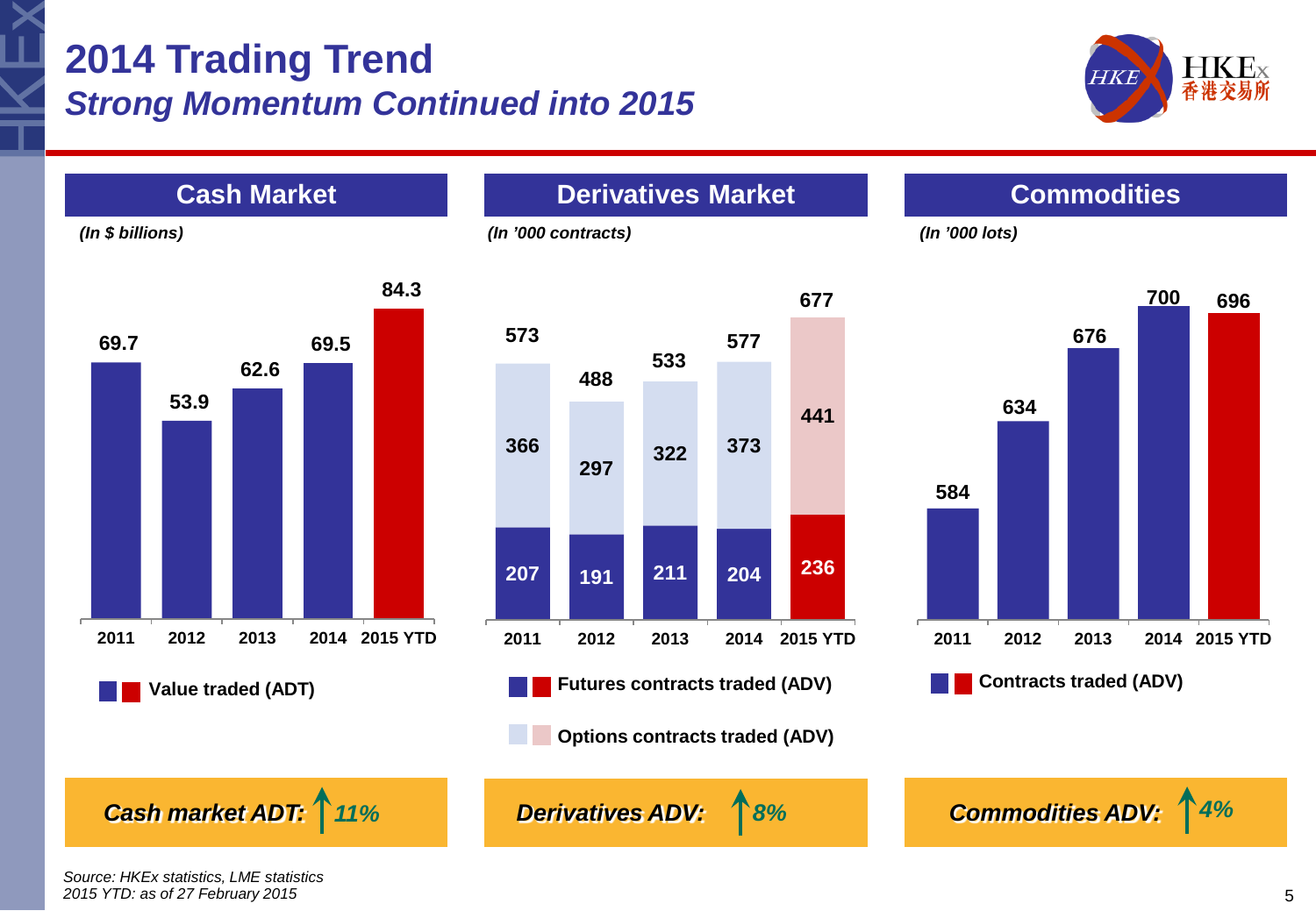# 2014 Trading Trend

## *Strong Momentum Continued into 2015*

### Cash Market

*(In $ billions)*

| | 2011 | 2012 | 2013 | 2014 | 2015 YTD |
|---|---|---|---|---|---|
| Value traded (ADT) | 69.7 | 53.9 | 62.6 | 69.5 | 84.3 |

***Cash market ADT:* ↑ *11%***

### Derivatives Market

*(In '000 contracts)*

| | 2011 | 2012 | 2013 | 2014 | 2015 YTD |
|---|---|---|---|---|---|
| Futures contracts traded (ADV) | 207 | 191 | 211 | 204 | 236 |
| Options contracts traded (ADV) | 366 | 297 | 322 | 373 | 441 |
| Total | 573 | 488 | 533 | 577 | 677 |

***Derivatives ADV:* ↑ *8%***

### Commodities

*(In '000 lots)*

| | 2011 | 2012 | 2013 | 2014 | 2015 YTD |
|---|---|---|---|---|---|
| Contracts traded (ADV) | 584 | 634 | 676 | 700 | 696 |

***Commodities ADV:* ↑ *4%***

*Source: HKEx statistics, LME statistics*
*2015 YTD: as of 27 February 2015*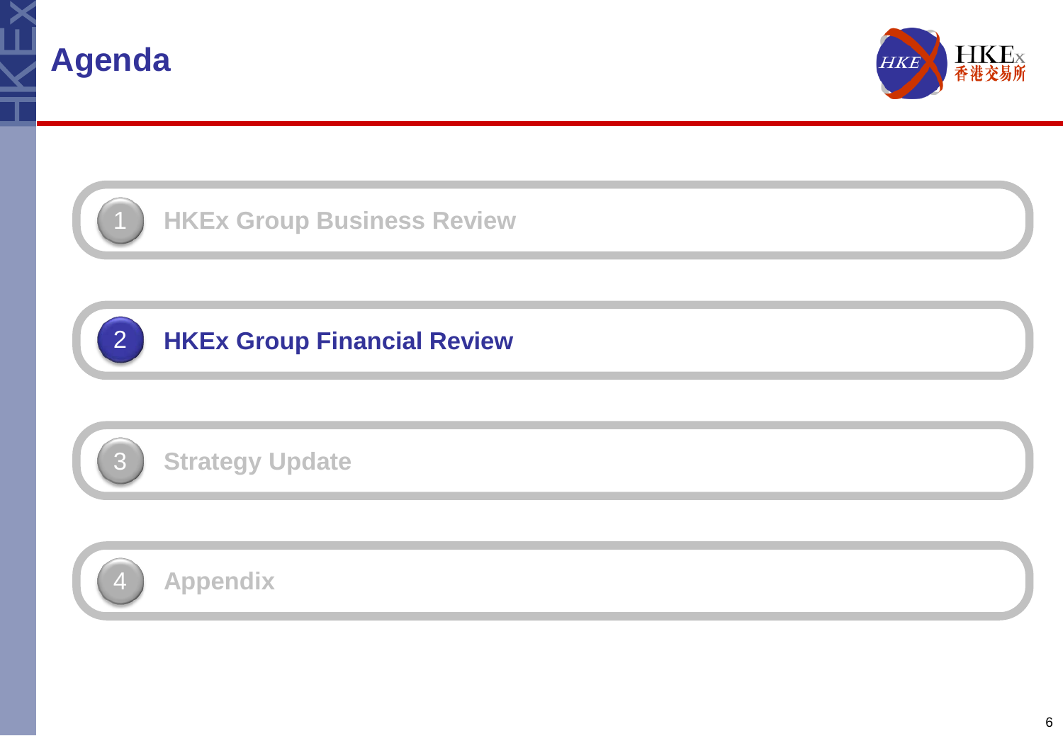# Agenda

1. HKEx Group Business Review
2. **HKEx Group Financial Review**
3. Strategy Update
4. Appendix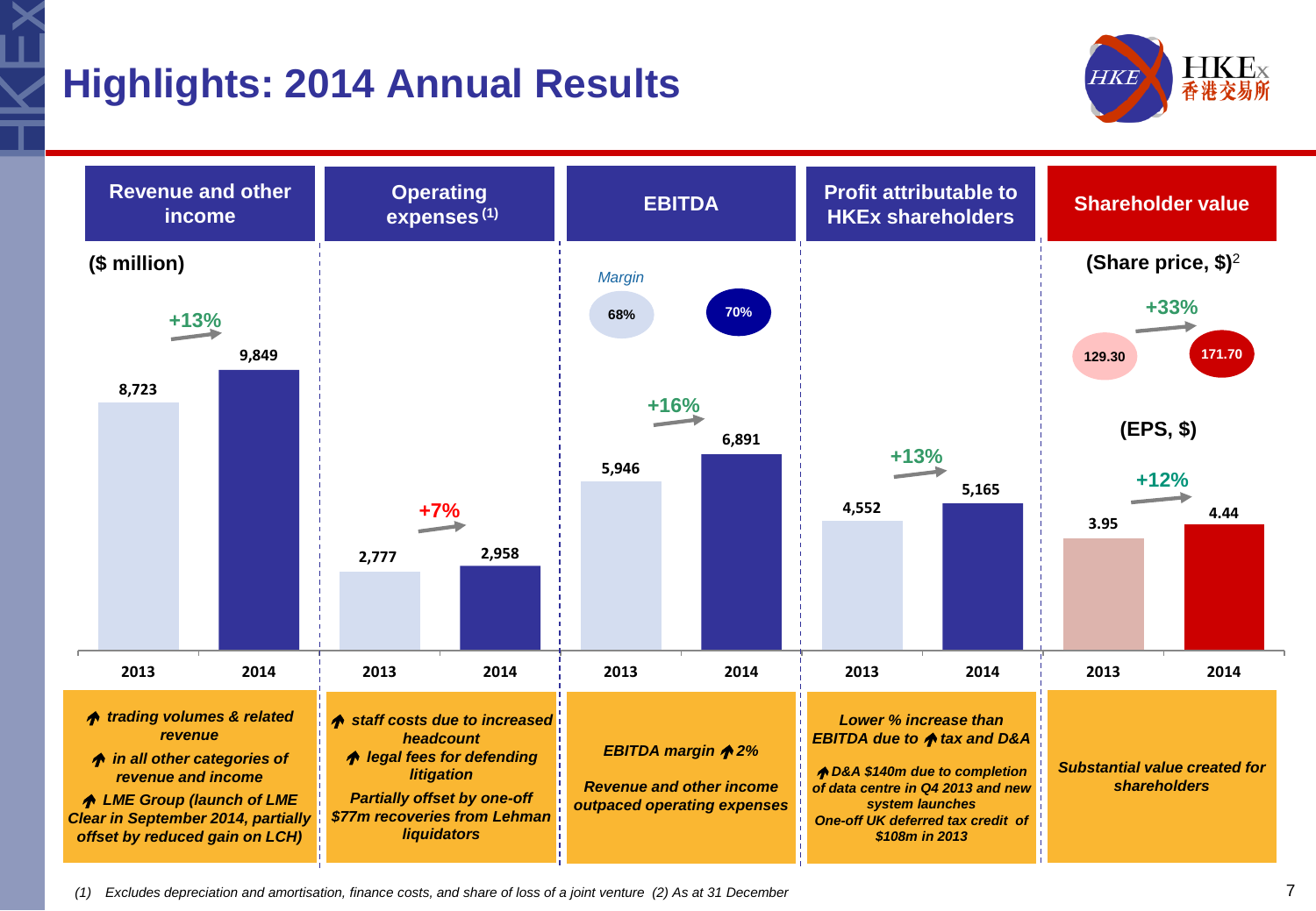# Highlights: 2014 Annual Results

| | Revenue and other income | Operating expenses (1) | EBITDA | Profit attributable to HKEx shareholders | Shareholder value |
|---|---|---|---|---|---|
| | ($ million) | | | | (Share price, $)[2] |
| 2013 | 8,723 | 2,777 | 5,946 | 4,552 | 129.30 |
| 2014 | 9,849 | 2,958 | 6,891 | 5,165 | 171.70 |
| Change | +13% | +7% | +16% | +13% | +33% |

EBITDA Margin: 68% (2013), 70% (2014)

(EPS, $)

| | EPS |
|---|---|
| 2013 | 3.95 |
| 2014 | 4.44 |
| Change | +12% |

**Revenue and other income**
- ↑ trading volumes & related revenue
- ↑ in all other categories of revenue and income
- ↑ LME Group (launch of LME Clear in September 2014, partially offset by reduced gain on LCH)

**Operating expenses**
- ↑ staff costs due to increased headcount
- ↑ legal fees for defending litigation
- Partially offset by one-off $77m recoveries from Lehman liquidators

**EBITDA**
- EBITDA margin ↑ 2%
- Revenue and other income outpaced operating expenses

**Profit attributable to HKEx shareholders**
- Lower % increase than EBITDA due to ↑ tax and D&A
- ↑ D&A $140m due to completion of data centre in Q4 2013 and new system launches
- One-off UK deferred tax credit of $108m in 2013

**Shareholder value**
- Substantial value created for shareholders

*(1) Excludes depreciation and amortisation, finance costs, and share of loss of a joint venture (2) As at 31 December*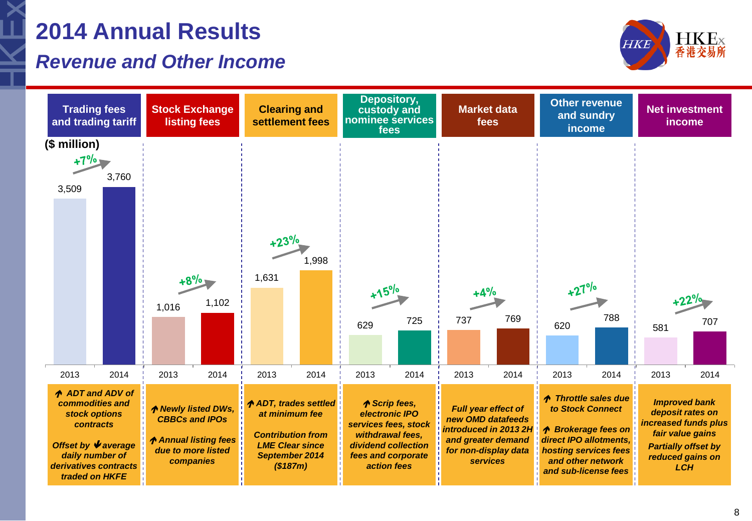# 2014 Annual Results

## *Revenue and Other Income*

($ million)

| | Trading fees and trading tariff | Stock Exchange listing fees | Clearing and settlement fees | Depository, custody and nominee services fees | Market data fees | Other revenue and sundry income | Net investment income |
|---|---|---|---|---|---|---|---|
| 2013 | 3,509 | 1,016 | 1,631 | 629 | 737 | 620 | 581 |
| 2014 | 3,760 | 1,102 | 1,998 | 725 | 769 | 788 | 707 |
| Change | +7% | +8% | +23% | +15% | +4% | +27% | +22% |
| Drivers | *↑ ADT and ADV of commodities and stock options contracts*<br><br>*Offset by ↓average daily number of derivatives contracts traded on HKFE* | *↑Newly listed DWs, CBBCs and IPOs*<br><br>*↑Annual listing fees due to more listed companies* | *↑ADT, trades settled at minimum fee*<br><br>*Contribution from LME Clear since September 2014 ($187m)* | *↑Scrip fees, electronic IPO services fees, stock withdrawal fees, dividend collection fees and corporate action fees* | *Full year effect of new OMD datafeeds introduced in 2013 2H and greater demand for non-display data services* | *↑ Throttle sales due to Stock Connect*<br><br>*↑ Brokerage fees on direct IPO allotments, hosting services fees and other network and sub-license fees* | *Improved bank deposit rates on increased funds plus fair value gains*<br><br>*Partially offset by reduced gains on LCH* |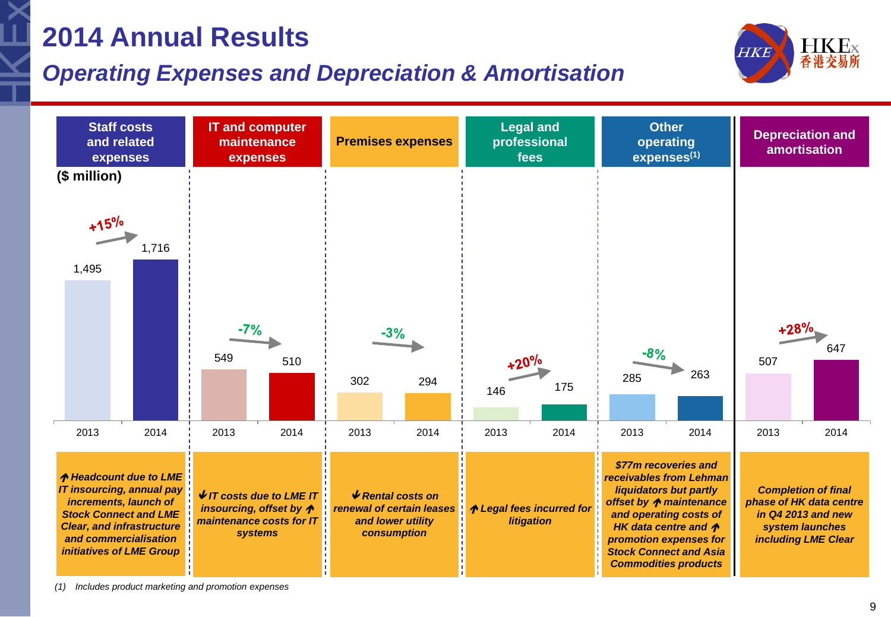# 2014 Annual Results

## *Operating Expenses and Depreciation & Amortisation*

($ million)

| | Staff costs and related expenses | IT and computer maintenance expenses | Premises expenses | Legal and professional fees | Other operating expenses[(1)] | Depreciation and amortisation |
|---|---|---|---|---|---|---|
| 2013 | 1,495 | 549 | 302 | 146 | 285 | 507 |
| 2014 | 1,716 | 510 | 294 | 175 | 263 | 647 |
| Change | +15% | -7% | -3% | +20% | -8% | +28% |
| Commentary | *↑ Headcount due to LME IT insourcing, annual pay increments, launch of Stock Connect and LME Clear, and infrastructure and commercialisation initiatives of LME Group* | *↓ IT costs due to LME IT insourcing, offset by ↑ maintenance costs for IT systems* | *↓ Rental costs on renewal of certain leases and lower utility consumption* | *↑ Legal fees incurred for litigation* | *$77m recoveries and receivables from Lehman liquidators but partly offset by ↑ maintenance and operating costs of HK data centre and ↑ promotion expenses for Stock Connect and Asia Commodities products* | *Completion of final phase of HK data centre in Q4 2013 and new system launches including LME Clear* |

*(1) Includes product marketing and promotion expenses*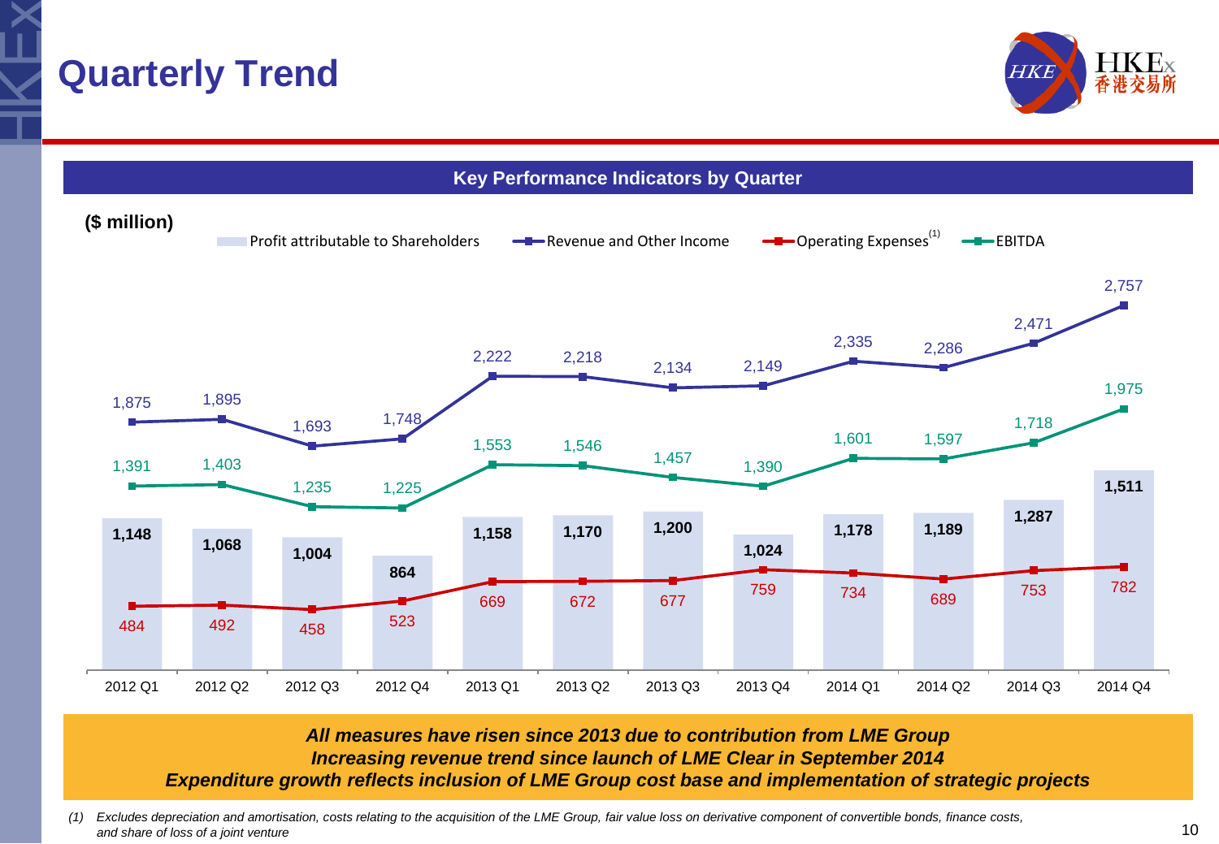# Quarterly Trend

## Key Performance Indicators by Quarter

($ million)

| | 2012 Q1 | 2012 Q2 | 2012 Q3 | 2012 Q4 | 2013 Q1 | 2013 Q2 | 2013 Q3 | 2013 Q4 | 2014 Q1 | 2014 Q2 | 2014 Q3 | 2014 Q4 |
|---|---|---|---|---|---|---|---|---|---|---|---|---|
| Profit attributable to Shareholders | 1,148 | 1,068 | 1,004 | 864 | 1,158 | 1,170 | 1,200 | 1,024 | 1,178 | 1,189 | 1,287 | 1,511 |
| Revenue and Other Income | 1,875 | 1,895 | 1,693 | 1,748 | 2,222 | 2,218 | 2,134 | 2,149 | 2,335 | 2,286 | 2,471 | 2,757 |
| Operating Expenses[(1)] | 484 | 492 | 458 | 523 | 669 | 672 | 677 | 759 | 734 | 689 | 753 | 782 |
| EBITDA | 1,391 | 1,403 | 1,235 | 1,225 | 1,553 | 1,546 | 1,457 | 1,390 | 1,601 | 1,597 | 1,718 | 1,975 |

***All measures have risen since 2013 due to contribution from LME Group***
***Increasing revenue trend since launch of LME Clear in September 2014***
***Expenditure growth reflects inclusion of LME Group cost base and implementation of strategic projects***

*(1) Excludes depreciation and amortisation, costs relating to the acquisition of the LME Group, fair value loss on derivative component of convertible bonds, finance costs, and share of loss of a joint venture*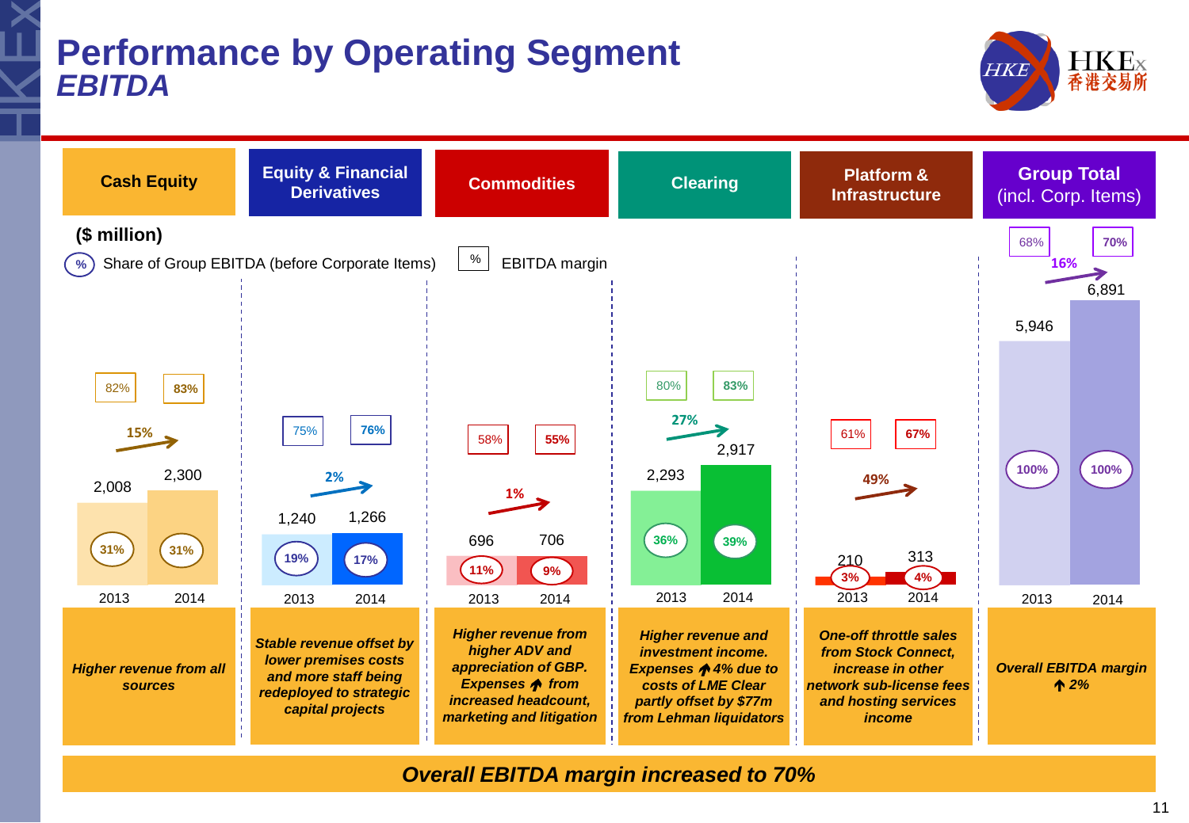# Performance by Operating Segment
## *EBITDA*

($ million)

(%) Share of Group EBITDA (before Corporate Items) &nbsp;&nbsp; [%] EBITDA margin

| Segment | 2013 EBITDA | 2014 EBITDA | Growth | 2013 EBITDA margin | 2014 EBITDA margin | 2013 Share of Group EBITDA | 2014 Share of Group EBITDA | Comments |
|---|---|---|---|---|---|---|---|---|
| Cash Equity | 2,008 | 2,300 | 15% | 82% | 83% | 31% | 31% | *Higher revenue from all sources* |
| Equity & Financial Derivatives | 1,240 | 1,266 | 2% | 75% | 76% | 19% | 17% | *Stable revenue offset by lower premises costs and more staff being redeployed to strategic capital projects* |
| Commodities | 696 | 706 | 1% | 58% | 55% | 11% | 9% | *Higher revenue from higher ADV and appreciation of GBP. Expenses ↑ from increased headcount, marketing and litigation* |
| Clearing | 2,293 | 2,917 | 27% | 80% | 83% | 36% | 39% | *Higher revenue and investment income. Expenses ↑4% due to costs of LME Clear partly offset by $77m from Lehman liquidators* |
| Platform & Infrastructure | 210 | 313 | 49% | 61% | 67% | 3% | 4% | *One-off throttle sales from Stock Connect, increase in other network sub-license fees and hosting services income* |
| Group Total (incl. Corp. Items) | 5,946 | 6,891 | 16% | 68% | 70% | 100% | 100% | *Overall EBITDA margin ↑ 2%* |

***Overall EBITDA margin increased to 70%***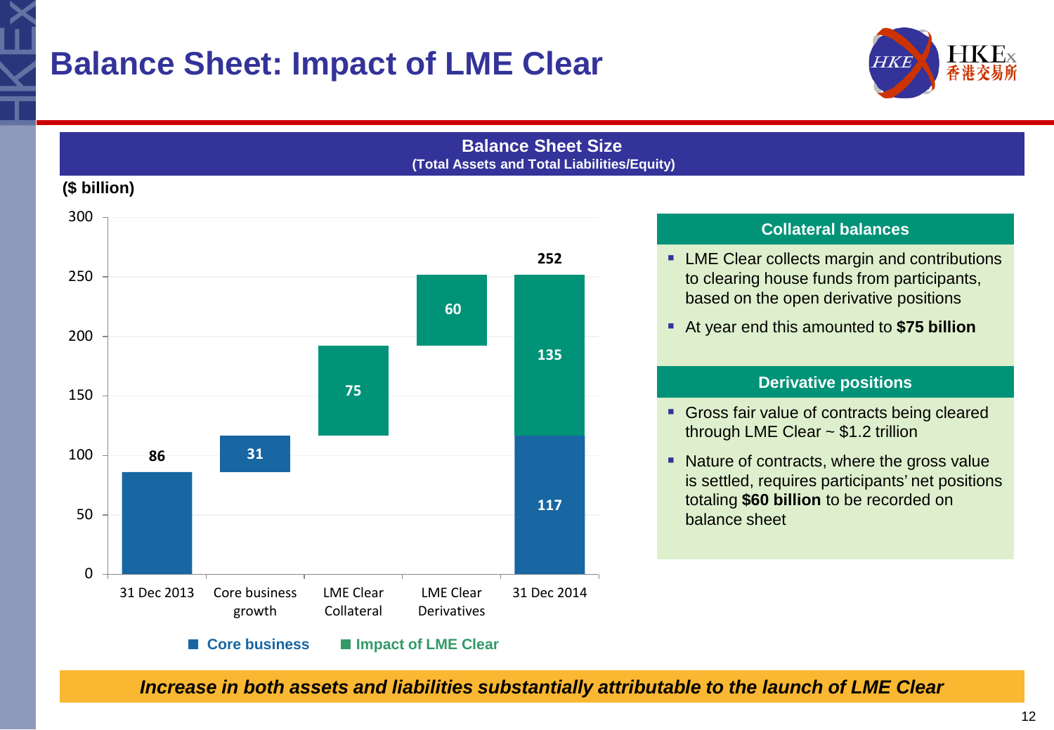# Balance Sheet: Impact of LME Clear

## Balance Sheet Size
**(Total Assets and Total Liabilities/Equity)**

**($ billion)**

| | Core business | Impact of LME Clear | Total |
|---|---|---|---|
| 31 Dec 2013 | 86 | | 86 |
| Core business growth | 31 | | |
| LME Clear Collateral | | 75 | |
| LME Clear Derivatives | | 60 | |
| 31 Dec 2014 | 117 | 135 | 252 |

### Collateral balances

- LME Clear collects margin and contributions to clearing house funds from participants, based on the open derivative positions
- At year end this amounted to **$75 billion**

### Derivative positions

- Gross fair value of contracts being cleared through LME Clear ~ $1.2 trillion
- Nature of contracts, where the gross value is settled, requires participants' net positions totaling **$60 billion** to be recorded on balance sheet

***Increase in both assets and liabilities substantially attributable to the launch of LME Clear***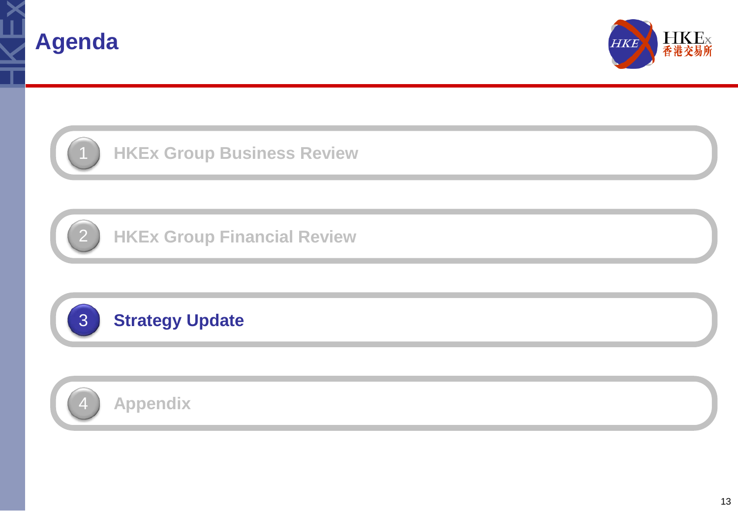# Agenda

1. HKEx Group Business Review
2. HKEx Group Financial Review
3. **Strategy Update**
4. Appendix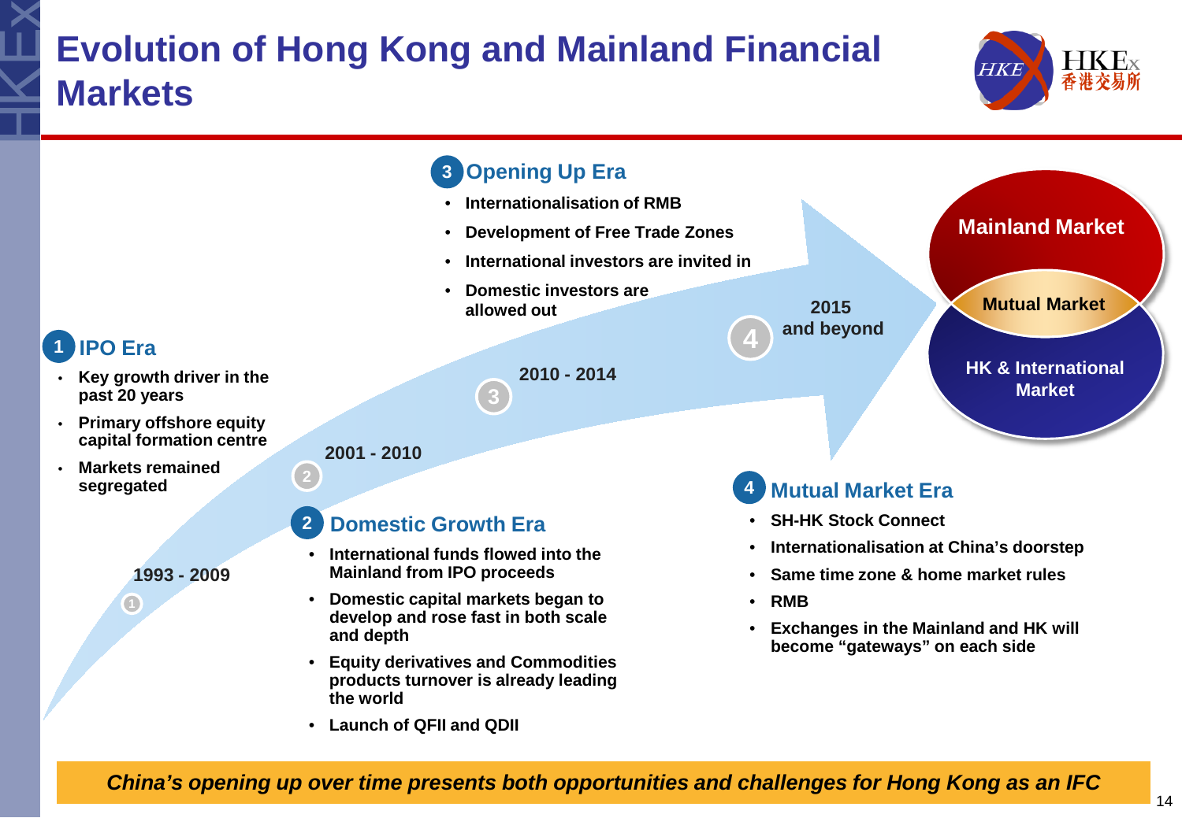# Evolution of Hong Kong and Mainland Financial Markets

## 1 IPO Era

1993 - 2009

- Key growth driver in the past 20 years
- Primary offshore equity capital formation centre
- Markets remained segregated

## 2 Domestic Growth Era

2001 - 2010

- International funds flowed into the Mainland from IPO proceeds
- Domestic capital markets began to develop and rose fast in both scale and depth
- Equity derivatives and Commodities products turnover is already leading the world
- Launch of QFII and QDII

## 3 Opening Up Era

2010 - 2014

- Internationalisation of RMB
- Development of Free Trade Zones
- International investors are invited in
- Domestic investors are allowed out

## 4 Mutual Market Era

2015 and beyond

- SH-HK Stock Connect
- Internationalisation at China's doorstep
- Same time zone & home market rules
- RMB
- Exchanges in the Mainland and HK will become "gateways" on each side

Mainland Market — Mutual Market — HK & International Market

***China's opening up over time presents both opportunities and challenges for Hong Kong as an IFC***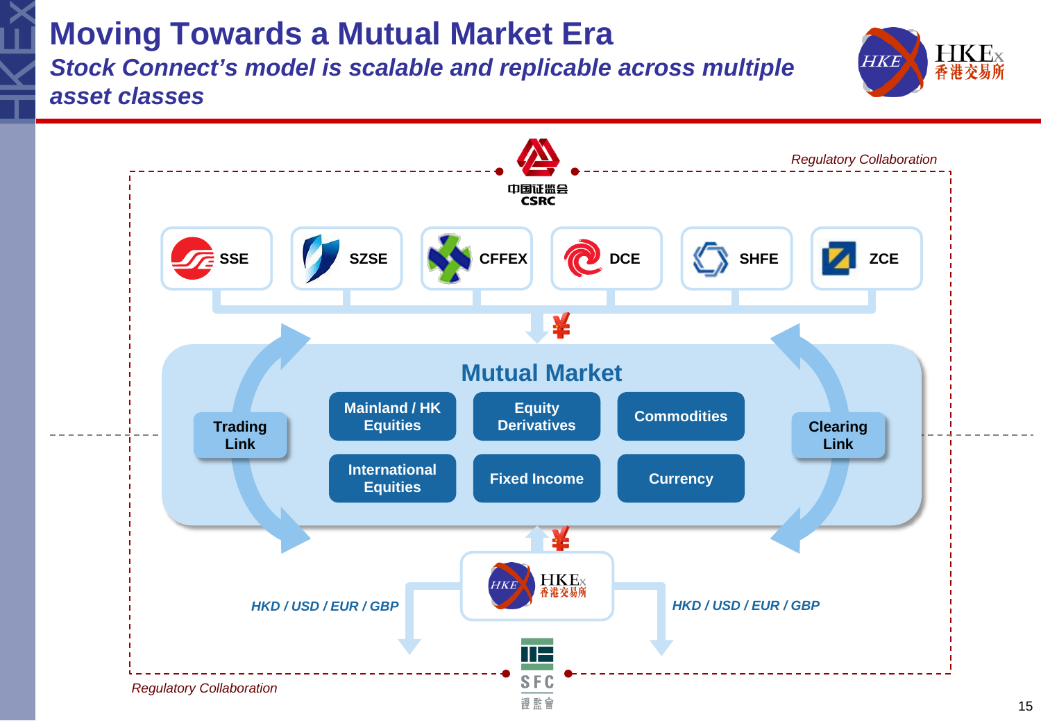# Moving Towards a Mutual Market Era

## *Stock Connect's model is scalable and replicable across multiple asset classes*

*Regulatory Collaboration*

中国证监会
CSRC

SSE | SZSE | CFFEX | DCE | SHFE | ZCE

¥

**Mutual Market**

**Trading Link**

- Mainland / HK Equities
- Equity Derivatives
- Commodities
- International Equities
- Fixed Income
- Currency

**Clearing Link**

¥

HKEx 香港交易所

*HKD / USD / EUR / GBP*

*HKD / USD / EUR / GBP*

SFC
證監會

*Regulatory Collaboration*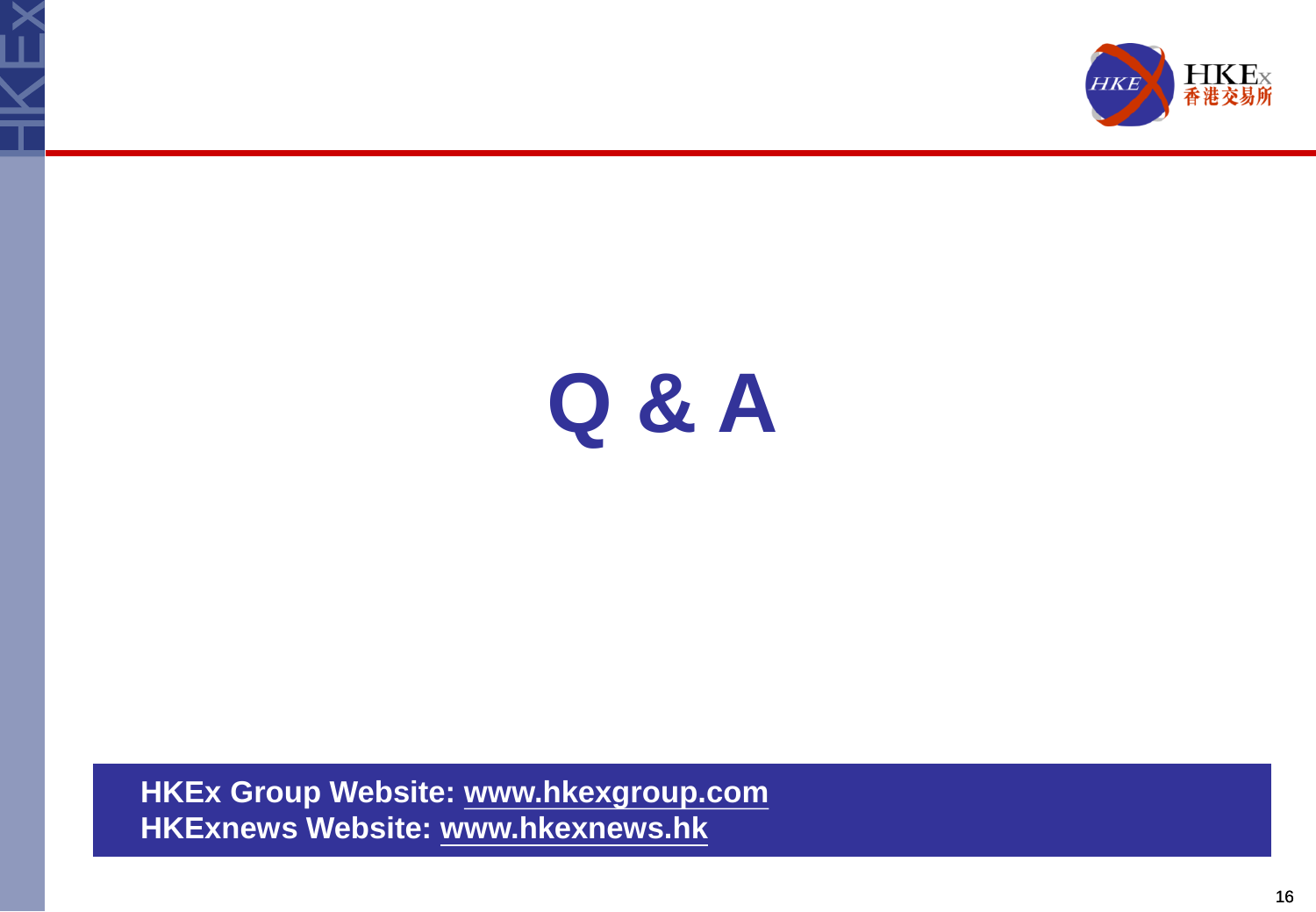# Q & A

**HKEx Group Website: www.hkexgroup.com**
**HKExnews Website: www.hkexnews.hk**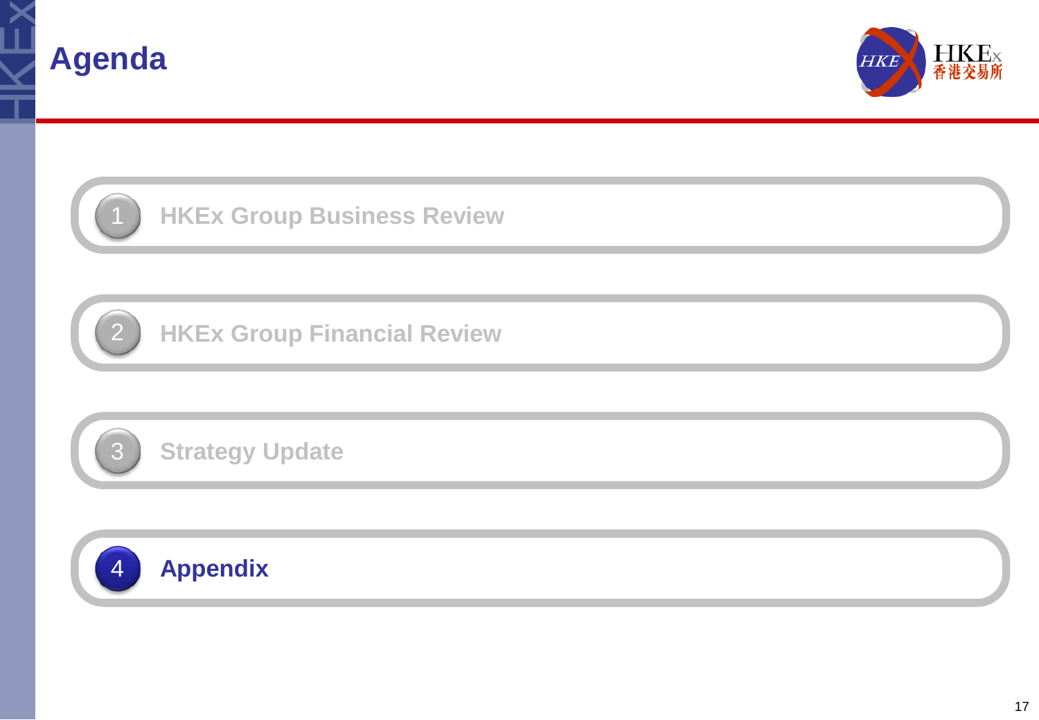# Agenda

1. HKEx Group Business Review
2. HKEx Group Financial Review
3. Strategy Update
4. **Appendix**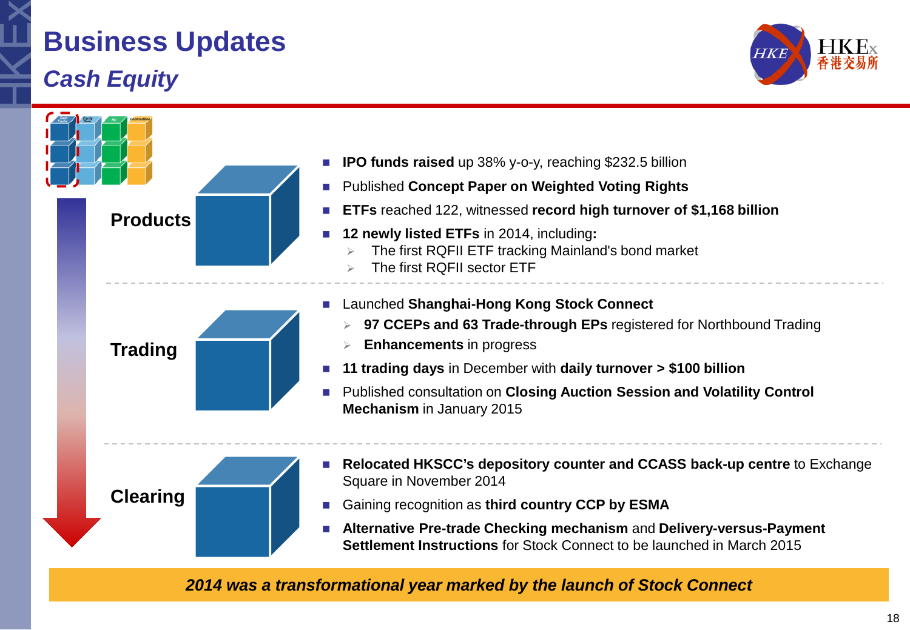# Business Updates

## *Cash Equity*

### Products

- **IPO funds raised** up 38% y-o-y, reaching $232.5 billion
- Published **Concept Paper on Weighted Voting Rights**
- **ETFs** reached 122, witnessed **record high turnover of $1,168 billion**
- **12 newly listed ETFs** in 2014, including**:**
  - The first RQFII ETF tracking Mainland's bond market
  - The first RQFII sector ETF

### Trading

- Launched **Shanghai-Hong Kong Stock Connect**
  - **97 CCEPs and 63 Trade-through EPs** registered for Northbound Trading
  - **Enhancements** in progress
- **11 trading days** in December with **daily turnover > $100 billion**
- Published consultation on **Closing Auction Session and Volatility Control Mechanism** in January 2015

### Clearing

- **Relocated HKSCC's depository counter and CCASS back-up centre** to Exchange Square in November 2014
- Gaining recognition as **third country CCP by ESMA**
- **Alternative Pre-trade Checking mechanism** and **Delivery-versus-Payment Settlement Instructions** for Stock Connect to be launched in March 2015

***2014 was a transformational year marked by the launch of Stock Connect***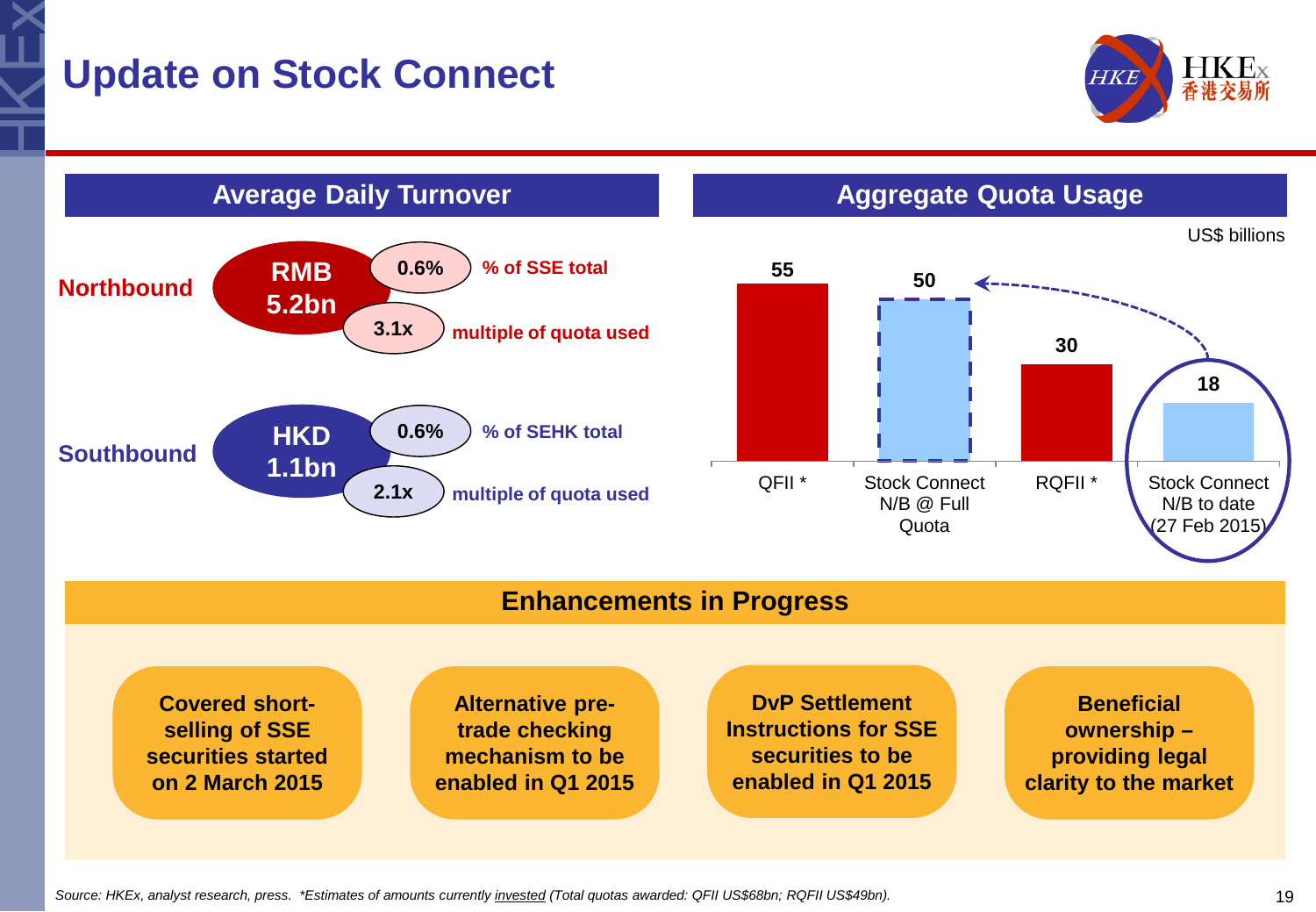# Update on Stock Connect

## Average Daily Turnover

**Northbound**

- RMB 5.2bn
- 0.6% — % of SSE total
- 3.1x — multiple of quota used

**Southbound**

- HKD 1.1bn
- 0.6% — % of SEHK total
- 2.1x — multiple of quota used

## Aggregate Quota Usage

US$ billions

| | US$ billions |
|---|---|
| QFII * | 55 |
| Stock Connect N/B @ Full Quota | 50 |
| RQFII * | 30 |
| Stock Connect N/B to date (27 Feb 2015) | 18 |

## Enhancements in Progress

- **Covered short-selling of SSE securities started on 2 March 2015**
- **Alternative pre-trade checking mechanism to be enabled in Q1 2015**
- **DvP Settlement Instructions for SSE securities to be enabled in Q1 2015**
- **Beneficial ownership – providing legal clarity to the market**

*Source: HKEx, analyst research, press. *Estimates of amounts currently invested (Total quotas awarded: QFII US$68bn; RQFII US$49bn).*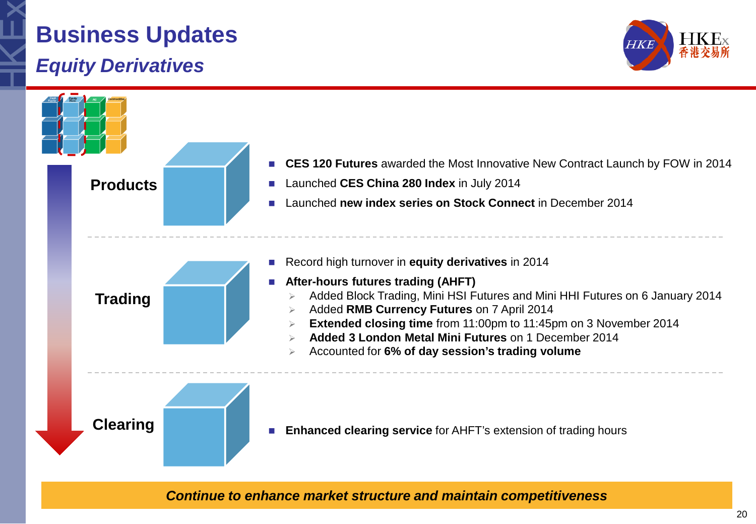# Business Updates

## *Equity Derivatives*

### Products

- **CES 120 Futures** awarded the Most Innovative New Contract Launch by FOW in 2014
- Launched **CES China 280 Index** in July 2014
- Launched **new index series on Stock Connect** in December 2014

### Trading

- Record high turnover in **equity derivatives** in 2014
- **After-hours futures trading (AHFT)**
  - Added Block Trading, Mini HSI Futures and Mini HHI Futures on 6 January 2014
  - Added **RMB Currency Futures** on 7 April 2014
  - **Extended closing time** from 11:00pm to 11:45pm on 3 November 2014
  - **Added 3 London Metal Mini Futures** on 1 December 2014
  - Accounted for **6% of day session's trading volume**

### Clearing

- **Enhanced clearing service** for AHFT's extension of trading hours

***Continue to enhance market structure and maintain competitiveness***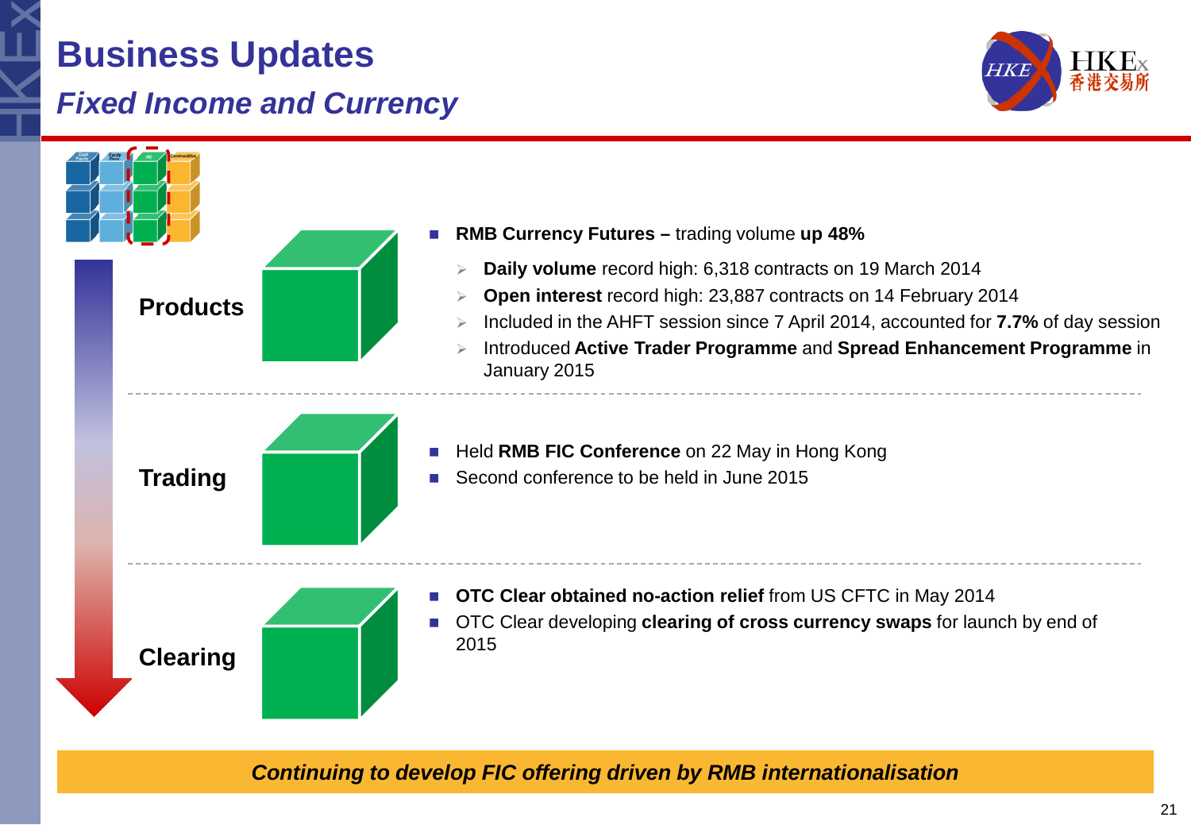# Business Updates

## *Fixed Income and Currency*

### Products

- **RMB Currency Futures –** trading volume **up 48%**
  - **Daily volume** record high: 6,318 contracts on 19 March 2014
  - **Open interest** record high: 23,887 contracts on 14 February 2014
  - Included in the AHFT session since 7 April 2014, accounted for **7.7%** of day session
  - Introduced **Active Trader Programme** and **Spread Enhancement Programme** in January 2015

### Trading

- Held **RMB FIC Conference** on 22 May in Hong Kong
- Second conference to be held in June 2015

### Clearing

- **OTC Clear obtained no-action relief** from US CFTC in May 2014
- OTC Clear developing **clearing of cross currency swaps** for launch by end of 2015

***Continuing to develop FIC offering driven by RMB internationalisation***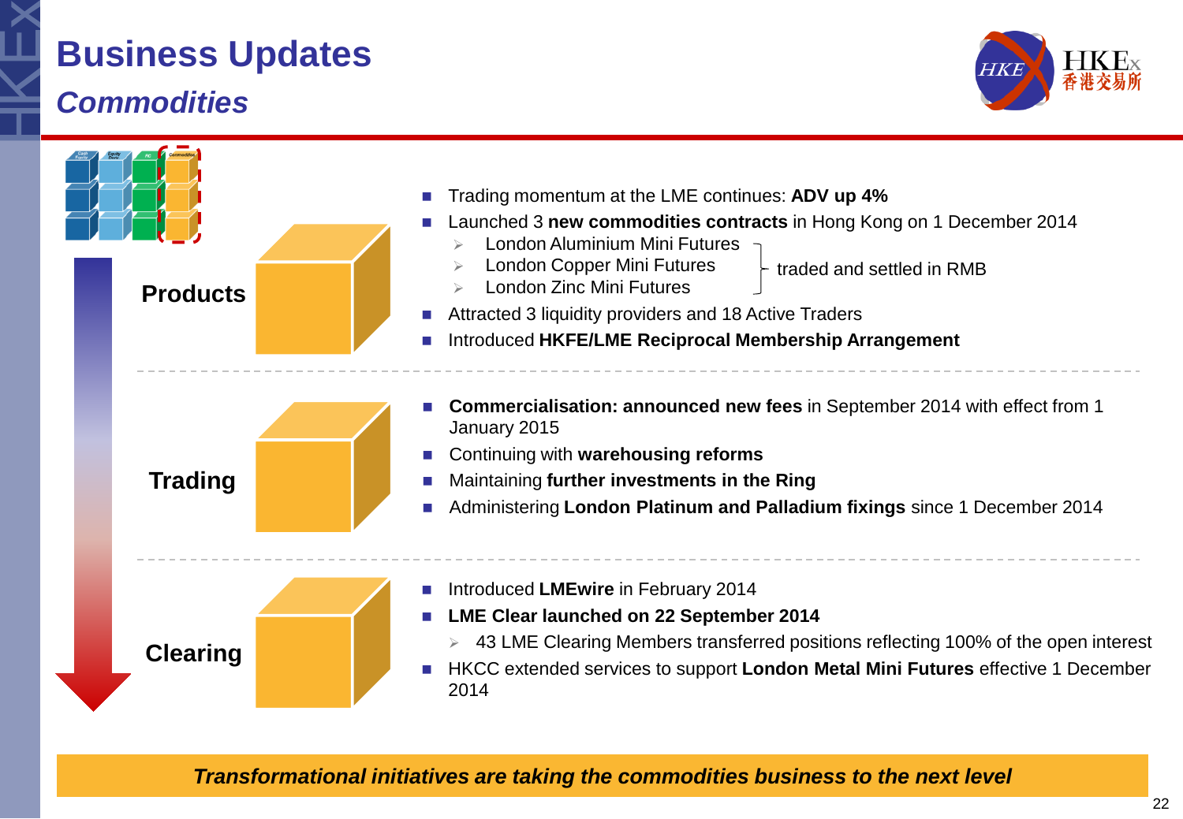# Business Updates

## *Commodities*

### Products

- Trading momentum at the LME continues: **ADV up 4%**
- Launched 3 **new commodities contracts** in Hong Kong on 1 December 2014
  - London Aluminium Mini Futures
  - London Copper Mini Futures
  - London Zinc Mini Futures

  (traded and settled in RMB)
- Attracted 3 liquidity providers and 18 Active Traders
- Introduced **HKFE/LME Reciprocal Membership Arrangement**

### Trading

- **Commercialisation: announced new fees** in September 2014 with effect from 1 January 2015
- Continuing with **warehousing reforms**
- Maintaining **further investments in the Ring**
- Administering **London Platinum and Palladium fixings** since 1 December 2014

### Clearing

- Introduced **LMEwire** in February 2014
- **LME Clear launched on 22 September 2014**
  - 43 LME Clearing Members transferred positions reflecting 100% of the open interest
- HKCC extended services to support **London Metal Mini Futures** effective 1 December 2014

***Transformational initiatives are taking the commodities business to the next level***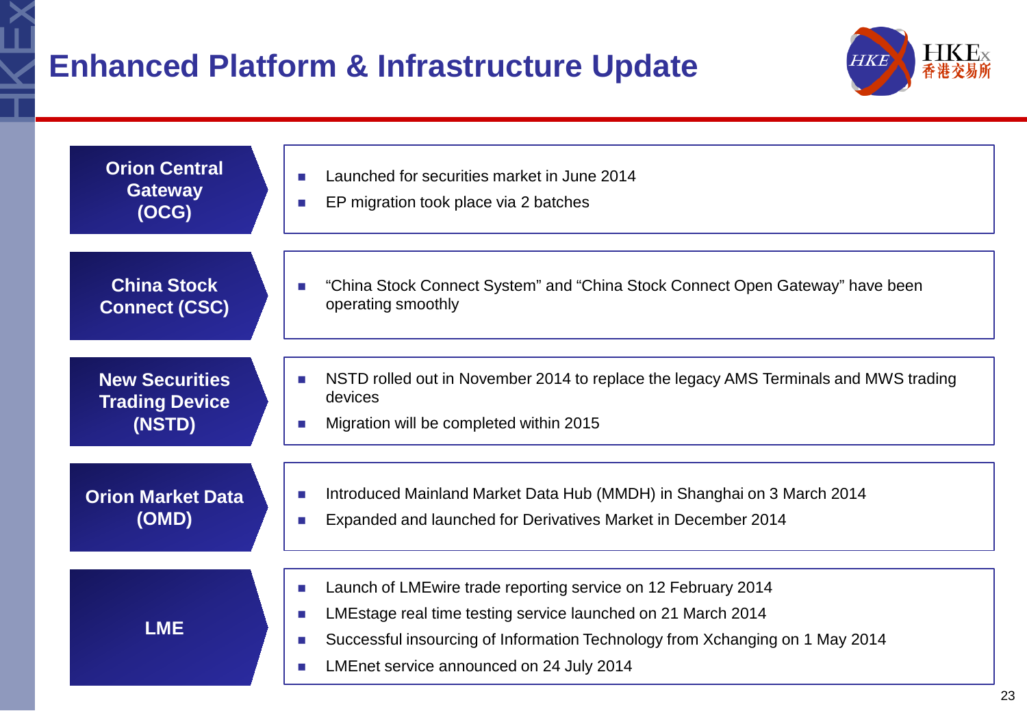# Enhanced Platform & Infrastructure Update

### Orion Central Gateway (OCG)

- Launched for securities market in June 2014
- EP migration took place via 2 batches

### China Stock Connect (CSC)

- "China Stock Connect System" and "China Stock Connect Open Gateway" have been operating smoothly

### New Securities Trading Device (NSTD)

- NSTD rolled out in November 2014 to replace the legacy AMS Terminals and MWS trading devices
- Migration will be completed within 2015

### Orion Market Data (OMD)

- Introduced Mainland Market Data Hub (MMDH) in Shanghai on 3 March 2014
- Expanded and launched for Derivatives Market in December 2014

### LME

- Launch of LMEwire trade reporting service on 12 February 2014
- LMEstage real time testing service launched on 21 March 2014
- Successful insourcing of Information Technology from Xchanging on 1 May 2014
- LMEnet service announced on 24 July 2014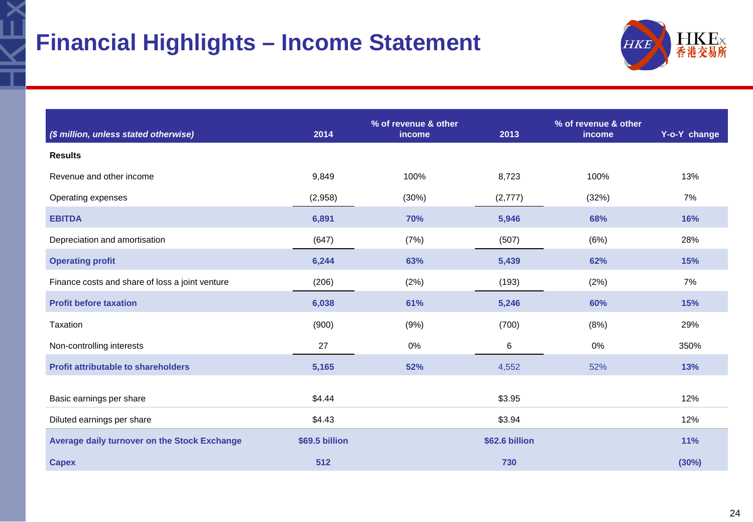# Financial Highlights – Income Statement

| *($ million, unless stated otherwise)* | 2014 | % of revenue & other income | 2013 | % of revenue & other income | Y-o-Y change |
|---|---|---|---|---|---|
| **Results** | | | | | |
| Revenue and other income | 9,849 | 100% | 8,723 | 100% | 13% |
| Operating expenses | (2,958) | (30%) | (2,777) | (32%) | 7% |
| **EBITDA** | **6,891** | **70%** | **5,946** | **68%** | **16%** |
| Depreciation and amortisation | (647) | (7%) | (507) | (6%) | 28% |
| **Operating profit** | **6,244** | **63%** | **5,439** | **62%** | **15%** |
| Finance costs and share of loss a joint venture | (206) | (2%) | (193) | (2%) | 7% |
| **Profit before taxation** | **6,038** | **61%** | **5,246** | **60%** | **15%** |
| Taxation | (900) | (9%) | (700) | (8%) | 29% |
| Non-controlling interests | 27 | 0% | 6 | 0% | 350% |
| **Profit attributable to shareholders** | **5,165** | **52%** | 4,552 | 52% | **13%** |
| Basic earnings per share | $4.44 | | $3.95 | | 12% |
| Diluted earnings per share | $4.43 | | $3.94 | | 12% |
| **Average daily turnover on the Stock Exchange** | **$69.5 billion** | | **$62.6 billion** | | **11%** |
| **Capex** | **512** | | **730** | | **(30%)** |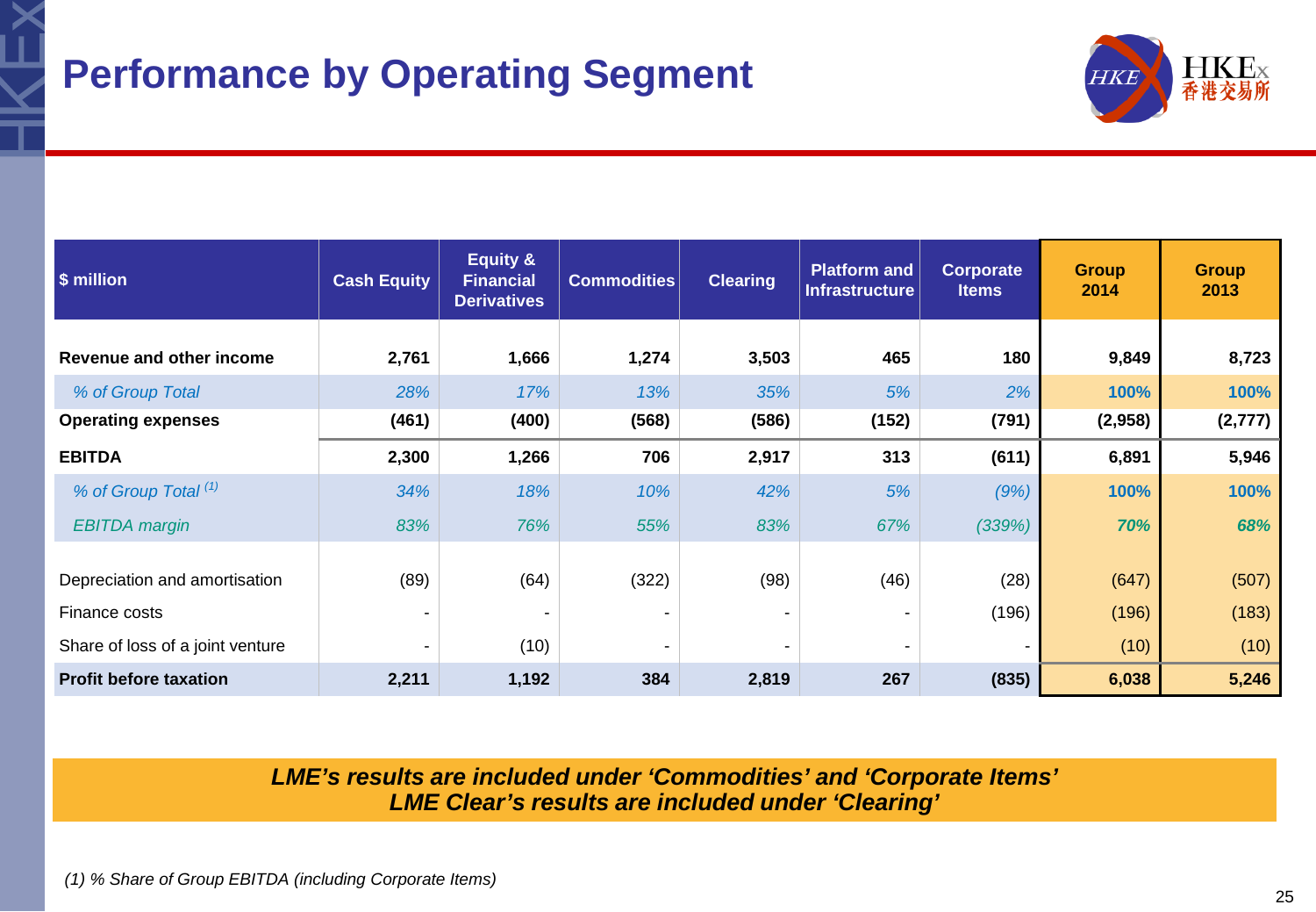# Performance by Operating Segment

| $ million | Cash Equity | Equity & Financial Derivatives | Commodities | Clearing | Platform and Infrastructure | Corporate Items | Group 2014 | Group 2013 |
|---|---|---|---|---|---|---|---|---|
| **Revenue and other income** | **2,761** | **1,666** | **1,274** | **3,503** | **465** | **180** | **9,849** | **8,723** |
| *% of Group Total* | *28%* | *17%* | *13%* | *35%* | *5%* | *2%* | ***100%*** | ***100%*** |
| **Operating expenses** | **(461)** | **(400)** | **(568)** | **(586)** | **(152)** | **(791)** | **(2,958)** | **(2,777)** |
| **EBITDA** | **2,300** | **1,266** | **706** | **2,917** | **313** | **(611)** | **6,891** | **5,946** |
| *% of Group Total [(1)]* | *34%* | *18%* | *10%* | *42%* | *5%* | *(9%)* | ***100%*** | ***100%*** |
| *EBITDA margin* | *83%* | *76%* | *55%* | *83%* | *67%* | *(339%)* | ***70%*** | ***68%*** |
| Depreciation and amortisation | (89) | (64) | (322) | (98) | (46) | (28) | (647) | (507) |
| Finance costs | - | - | - | - | - | (196) | (196) | (183) |
| Share of loss of a joint venture | - | (10) | - | - | - | - | (10) | (10) |
| **Profit before taxation** | **2,211** | **1,192** | **384** | **2,819** | **267** | **(835)** | **6,038** | **5,246** |

***LME's results are included under 'Commodities' and 'Corporate Items'***
***LME Clear's results are included under 'Clearing'***

*(1) % Share of Group EBITDA (including Corporate Items)*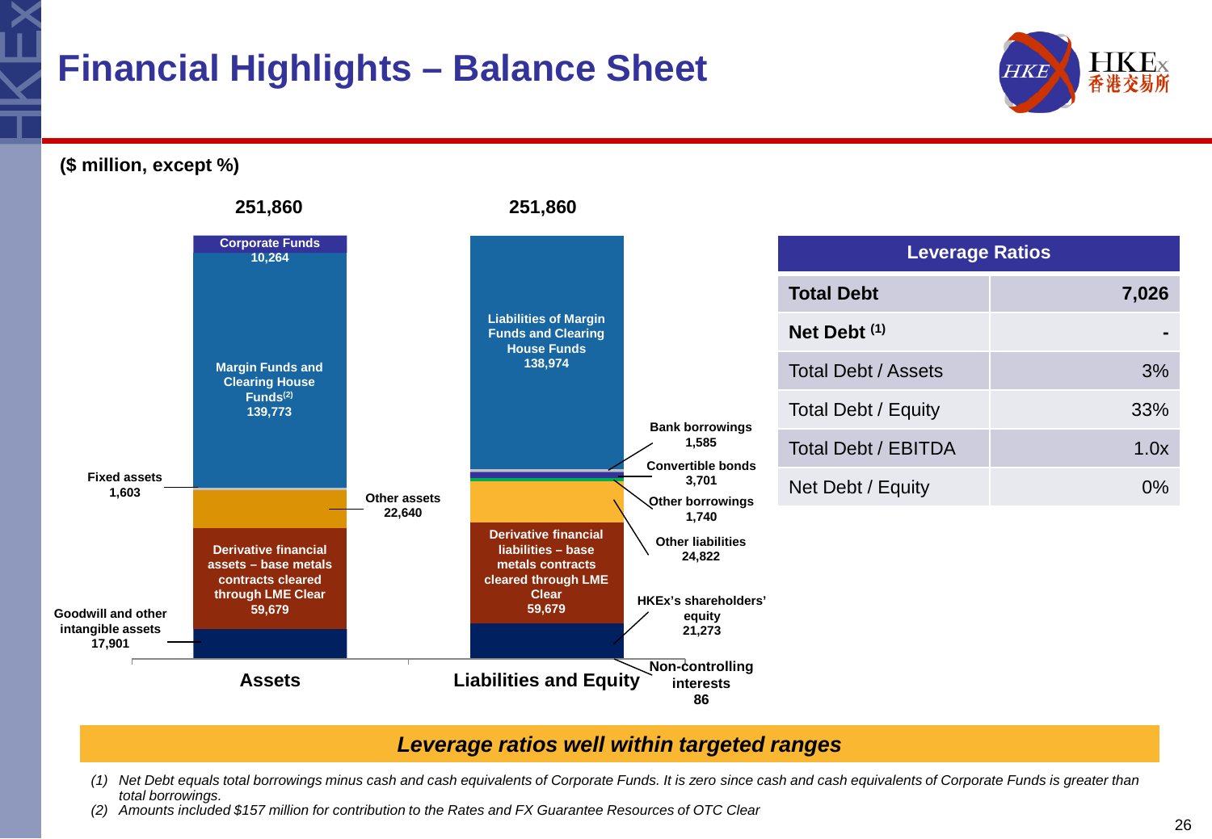# Financial Highlights – Balance Sheet

**($ million, except %)**

| Assets | 251,860 |
|---|---|
| Corporate Funds | 10,264 |
| Margin Funds and Clearing House Funds[2] | 139,773 |
| Fixed assets | 1,603 |
| Other assets | 22,640 |
| Derivative financial assets – base metals contracts cleared through LME Clear | 59,679 |
| Goodwill and other intangible assets | 17,901 |

| Liabilities and Equity | 251,860 |
|---|---|
| Liabilities of Margin Funds and Clearing House Funds | 138,974 |
| Bank borrowings | 1,585 |
| Convertible bonds | 3,701 |
| Other borrowings | 1,740 |
| Other liabilities | 24,822 |
| Derivative financial liabilities – base metals contracts cleared through LME Clear | 59,679 |
| HKEx's shareholders' equity | 21,273 |
| Non-controlling interests | 86 |

| Leverage Ratios | |
|---|---|
| **Total Debt** | **7,026** |
| **Net Debt** [1] | **-** |
| Total Debt / Assets | 3% |
| Total Debt / Equity | 33% |
| Total Debt / EBITDA | 1.0x |
| Net Debt / Equity | 0% |

***Leverage ratios well within targeted ranges***

*(1) Net Debt equals total borrowings minus cash and cash equivalents of Corporate Funds. It is zero since cash and cash equivalents of Corporate Funds is greater than total borrowings.*

*(2) Amounts included $157 million for contribution to the Rates and FX Guarantee Resources of OTC Clear*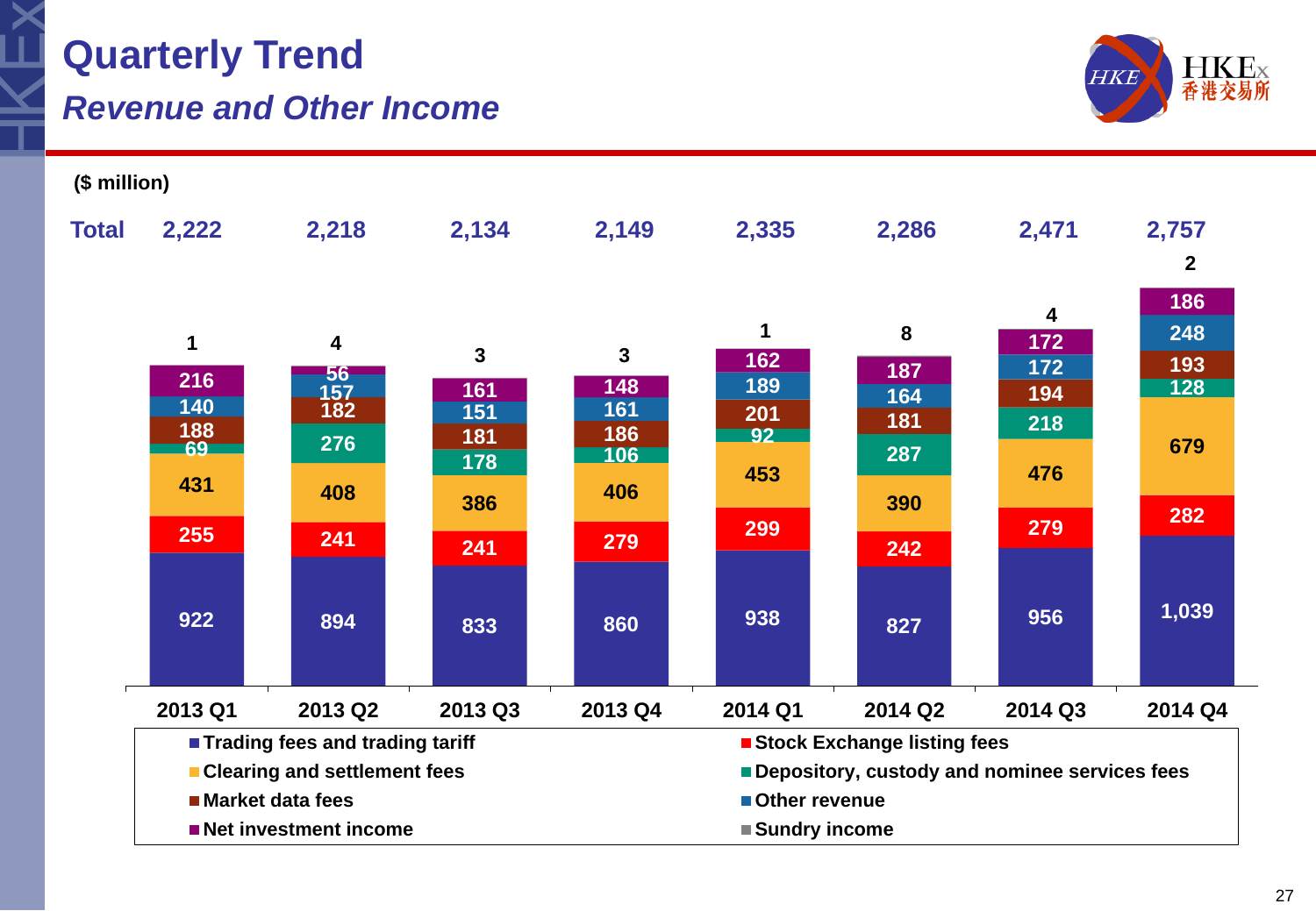# Quarterly Trend

## *Revenue and Other Income*

($ million)

| | 2013 Q1 | 2013 Q2 | 2013 Q3 | 2013 Q4 | 2014 Q1 | 2014 Q2 | 2014 Q3 | 2014 Q4 |
|---|---|---|---|---|---|---|---|---|
| **Total** | 2,222 | 2,218 | 2,134 | 2,149 | 2,335 | 2,286 | 2,471 | 2,757 |
| Sundry income | 1 | 4 | 3 | 3 | 1 | 8 | 4 | 2 |
| Net investment income | 216 | 56 | 161 | 148 | 162 | 187 | 172 | 186 |
| Other revenue | 140 | 157 | 151 | 161 | 189 | 164 | 172 | 248 |
| Market data fees | 188 | 182 | 181 | 186 | 201 | 181 | 194 | 193 |
| Depository, custody and nominee services fees | 69 | 276 | 178 | 106 | 92 | 287 | 218 | 128 |
| Clearing and settlement fees | 431 | 408 | 386 | 406 | 453 | 390 | 476 | 679 |
| Stock Exchange listing fees | 255 | 241 | 241 | 279 | 299 | 242 | 279 | 282 |
| Trading fees and trading tariff | 922 | 894 | 833 | 860 | 938 | 827 | 956 | 1,039 |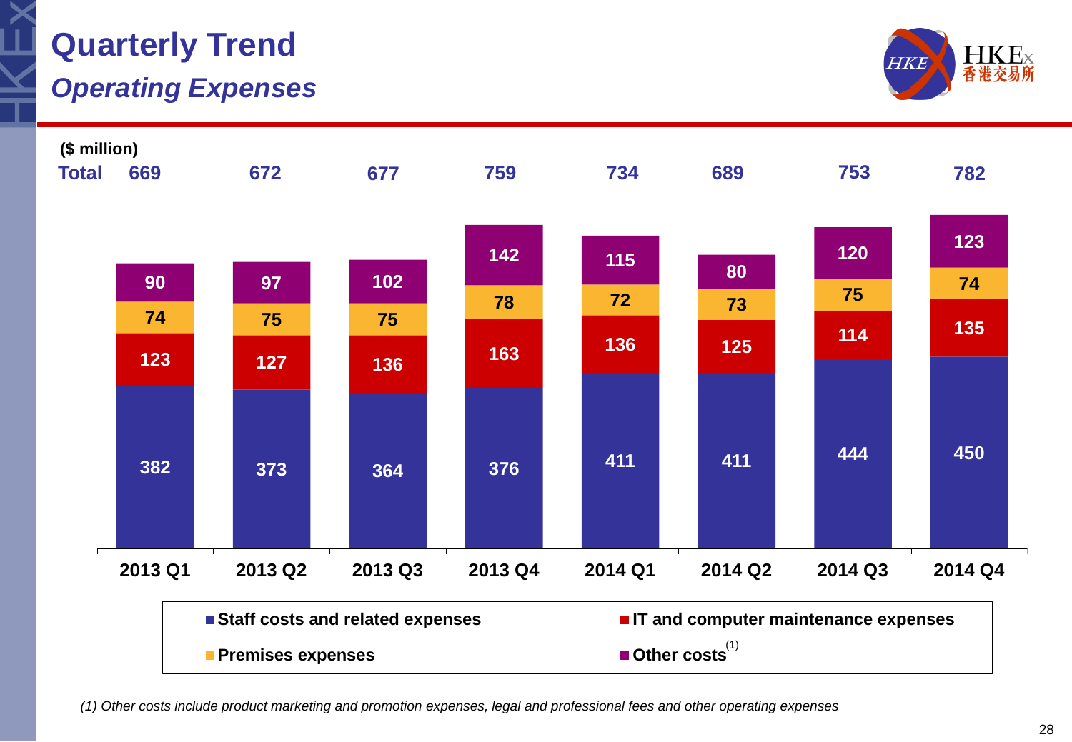# Quarterly Trend

## *Operating Expenses*

($ million)

Total 669 672 677 759 734 689 753 782

2013 Q1: 382, 123, 74, 90

2013 Q2: 373, 127, 75, 97

2013 Q3: 364, 136, 75, 102

2013 Q4: 376, 163, 78, 142

2014 Q1: 411, 136, 72, 115

2014 Q2: 411, 125, 73, 80

2014 Q3: 444, 114, 75, 120

2014 Q4: 450, 135, 74, 123

Staff costs and related expenses

IT and computer maintenance expenses

Premises expenses

Other costs[(1)]

*(1) Other costs include product marketing and promotion expenses, legal and professional fees and other operating expenses*